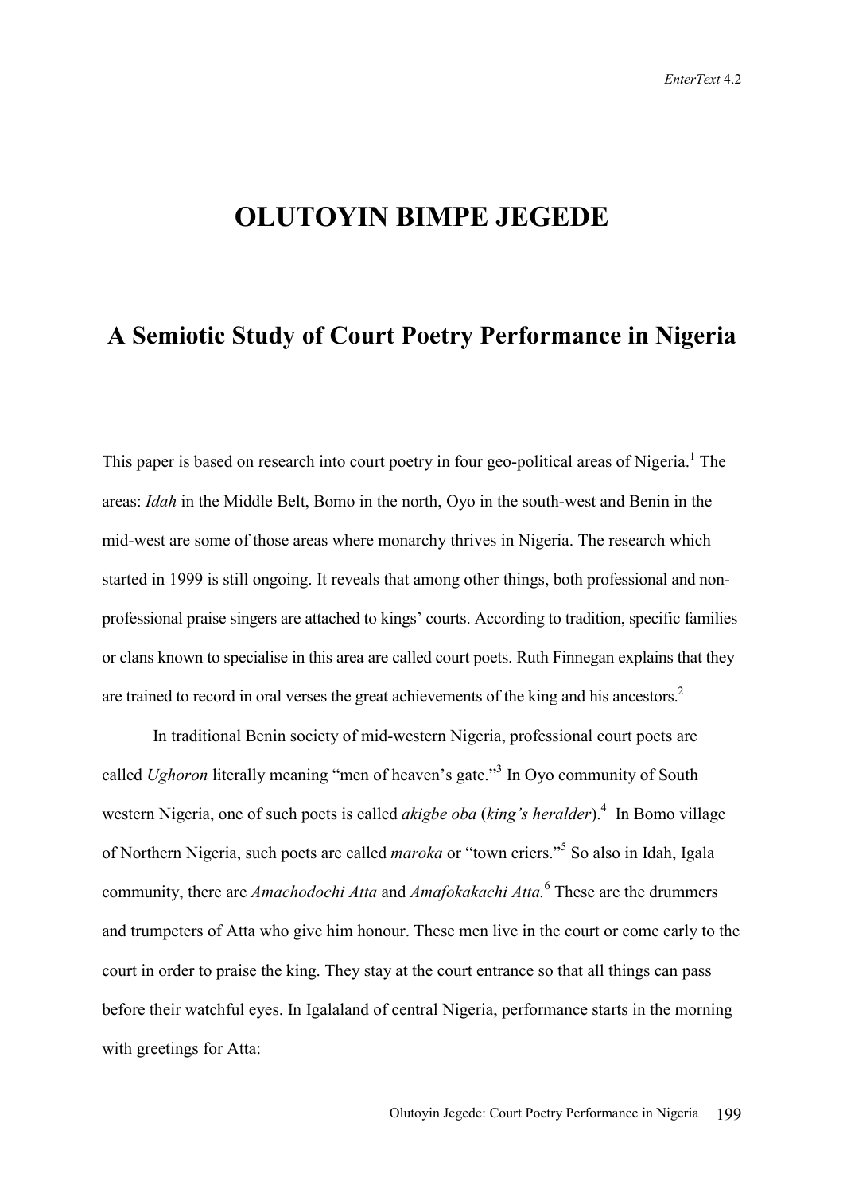# OLUTOYIN BIMPE JEGEDE

## A Semiotic Study of Court Poetry Performance in Nigeria

This paper is based on research into court poetry in four geo-political areas of Nigeria.[1] The areas: *Idah* in the Middle Belt, Bomo in the north, Oyo in the south-west and Benin in the mid-west are some of those areas where monarchy thrives in Nigeria. The research which started in 1999 is still ongoing. It reveals that among other things, both professional and non-professional praise singers are attached to kings' courts. According to tradition, specific families or clans known to specialise in this area are called court poets. Ruth Finnegan explains that they are trained to record in oral verses the great achievements of the king and his ancestors.[2]

In traditional Benin society of mid-western Nigeria, professional court poets are called *Ughoron* literally meaning "men of heaven's gate."[3] In Oyo community of South western Nigeria, one of such poets is called *akigbe oba* (*king's heralder*).[4] In Bomo village of Northern Nigeria, such poets are called *maroka* or "town criers."[5] So also in Idah, Igala community, there are *Amachodochi Atta* and *Amafokakachi Atta.*[6] These are the drummers and trumpeters of Atta who give him honour. These men live in the court or come early to the court in order to praise the king. They stay at the court entrance so that all things can pass before their watchful eyes. In Igalaland of central Nigeria, performance starts in the morning with greetings for Atta: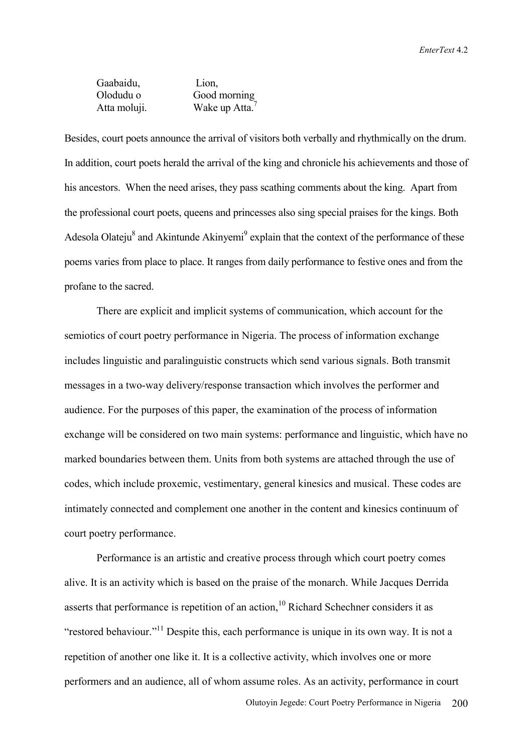| | |
|---|---|
| Gaabaidu, | Lion, |
| Olodudu o | Good morning |
| Atta moluji. | Wake up Atta.[7] |

Besides, court poets announce the arrival of visitors both verbally and rhythmically on the drum. In addition, court poets herald the arrival of the king and chronicle his achievements and those of his ancestors. When the need arises, they pass scathing comments about the king. Apart from the professional court poets, queens and princesses also sing special praises for the kings. Both Adesola Olateju[8] and Akintunde Akinyemi[9] explain that the context of the performance of these poems varies from place to place. It ranges from daily performance to festive ones and from the profane to the sacred.

There are explicit and implicit systems of communication, which account for the semiotics of court poetry performance in Nigeria. The process of information exchange includes linguistic and paralinguistic constructs which send various signals. Both transmit messages in a two-way delivery/response transaction which involves the performer and audience. For the purposes of this paper, the examination of the process of information exchange will be considered on two main systems: performance and linguistic, which have no marked boundaries between them. Units from both systems are attached through the use of codes, which include proxemic, vestimentary, general kinesics and musical. These codes are intimately connected and complement one another in the content and kinesics continuum of court poetry performance.

Performance is an artistic and creative process through which court poetry comes alive. It is an activity which is based on the praise of the monarch. While Jacques Derrida asserts that performance is repetition of an action,[10] Richard Schechner considers it as "restored behaviour."[11] Despite this, each performance is unique in its own way. It is not a repetition of another one like it. It is a collective activity, which involves one or more performers and an audience, all of whom assume roles. As an activity, performance in court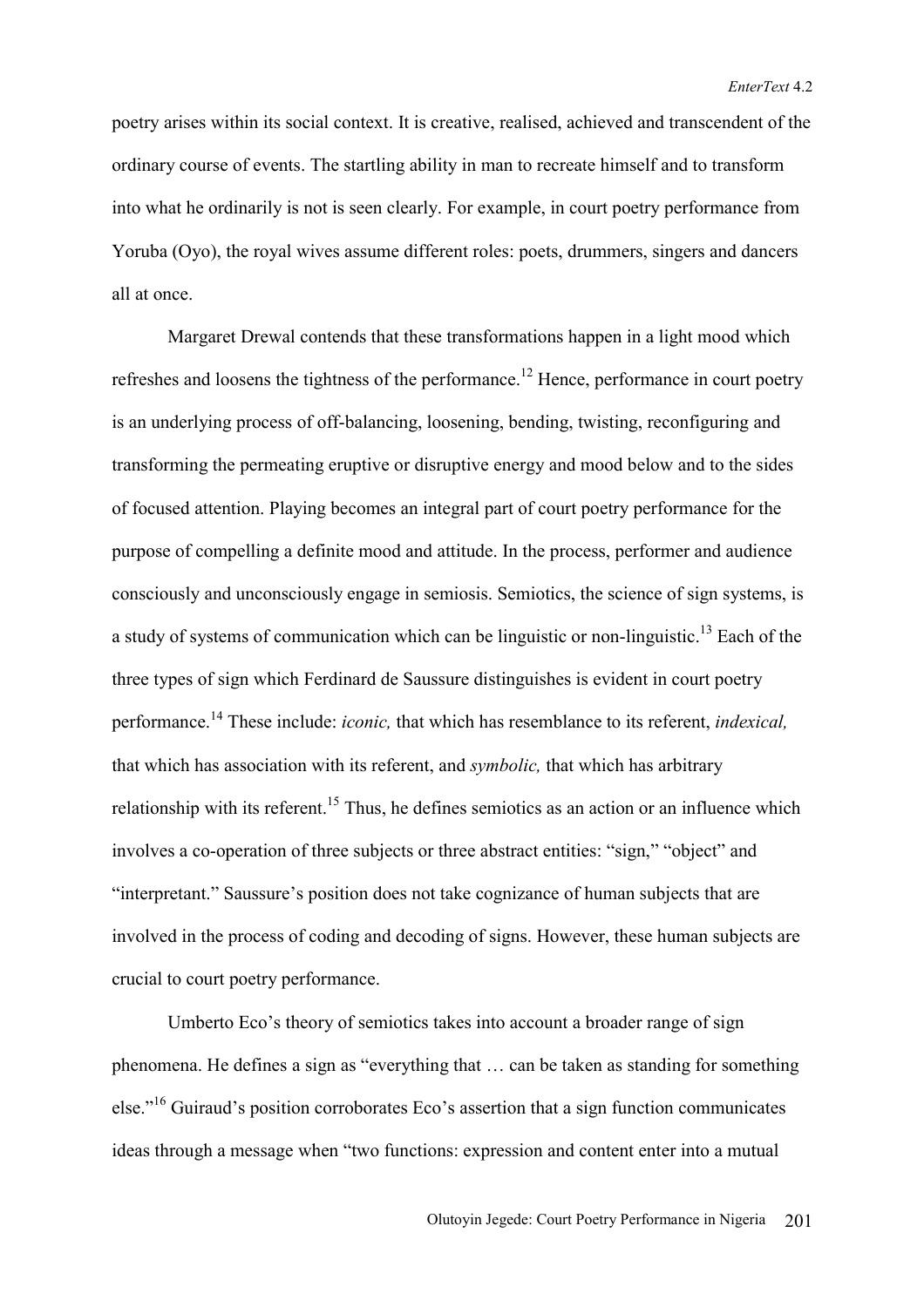poetry arises within its social context. It is creative, realised, achieved and transcendent of the ordinary course of events. The startling ability in man to recreate himself and to transform into what he ordinarily is not is seen clearly. For example, in court poetry performance from Yoruba (Oyo), the royal wives assume different roles: poets, drummers, singers and dancers all at once.

Margaret Drewal contends that these transformations happen in a light mood which refreshes and loosens the tightness of the performance.[12] Hence, performance in court poetry is an underlying process of off-balancing, loosening, bending, twisting, reconfiguring and transforming the permeating eruptive or disruptive energy and mood below and to the sides of focused attention. Playing becomes an integral part of court poetry performance for the purpose of compelling a definite mood and attitude. In the process, performer and audience consciously and unconsciously engage in semiosis. Semiotics, the science of sign systems, is a study of systems of communication which can be linguistic or non-linguistic.[13] Each of the three types of sign which Ferdinard de Saussure distinguishes is evident in court poetry performance.[14] These include: *iconic,* that which has resemblance to its referent, *indexical,* that which has association with its referent, and *symbolic,* that which has arbitrary relationship with its referent.[15] Thus, he defines semiotics as an action or an influence which involves a co-operation of three subjects or three abstract entities: "sign," "object" and "interpretant." Saussure's position does not take cognizance of human subjects that are involved in the process of coding and decoding of signs. However, these human subjects are crucial to court poetry performance.

Umberto Eco's theory of semiotics takes into account a broader range of sign phenomena. He defines a sign as "everything that … can be taken as standing for something else."[16] Guiraud's position corroborates Eco's assertion that a sign function communicates ideas through a message when "two functions: expression and content enter into a mutual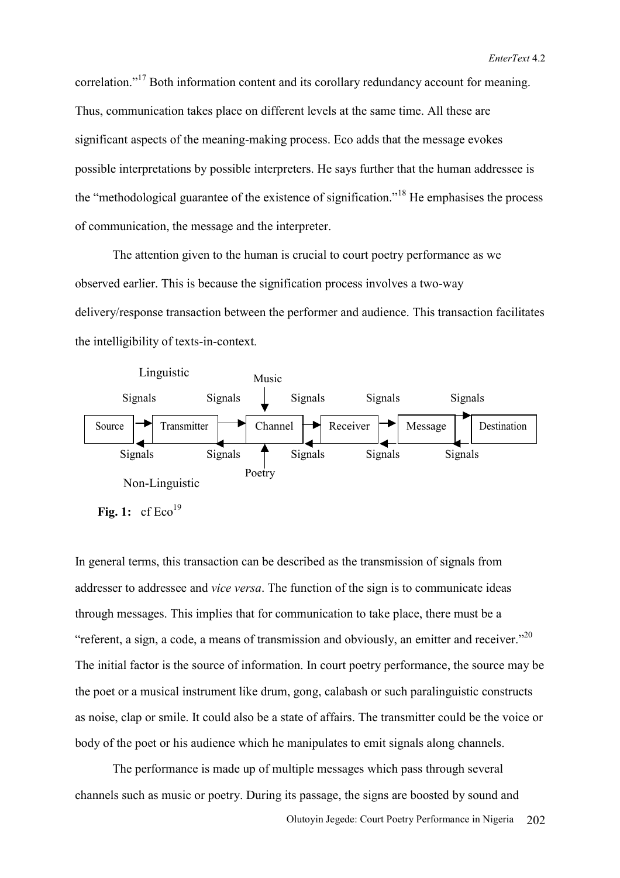correlation."[17] Both information content and its corollary redundancy account for meaning. Thus, communication takes place on different levels at the same time. All these are significant aspects of the meaning-making process. Eco adds that the message evokes possible interpretations by possible interpreters. He says further that the human addressee is the "methodological guarantee of the existence of signification."[18] He emphasises the process of communication, the message and the interpreter.

The attention given to the human is crucial to court poetry performance as we observed earlier. This is because the signification process involves a two-way delivery/response transaction between the performer and audience. This transaction facilitates the intelligibility of texts-in-context.

Linguistic Signals → Source → Transmitter → Channel → Receiver → Message → Destination (Music → Channel; Poetry → Channel); Non-Linguistic Signals ←

**Fig. 1:** cf Eco[19]

In general terms, this transaction can be described as the transmission of signals from addresser to addressee and *vice versa*. The function of the sign is to communicate ideas through messages. This implies that for communication to take place, there must be a "referent, a sign, a code, a means of transmission and obviously, an emitter and receiver."[20] The initial factor is the source of information. In court poetry performance, the source may be the poet or a musical instrument like drum, gong, calabash or such paralinguistic constructs as noise, clap or smile. It could also be a state of affairs. The transmitter could be the voice or body of the poet or his audience which he manipulates to emit signals along channels.

The performance is made up of multiple messages which pass through several channels such as music or poetry. During its passage, the signs are boosted by sound and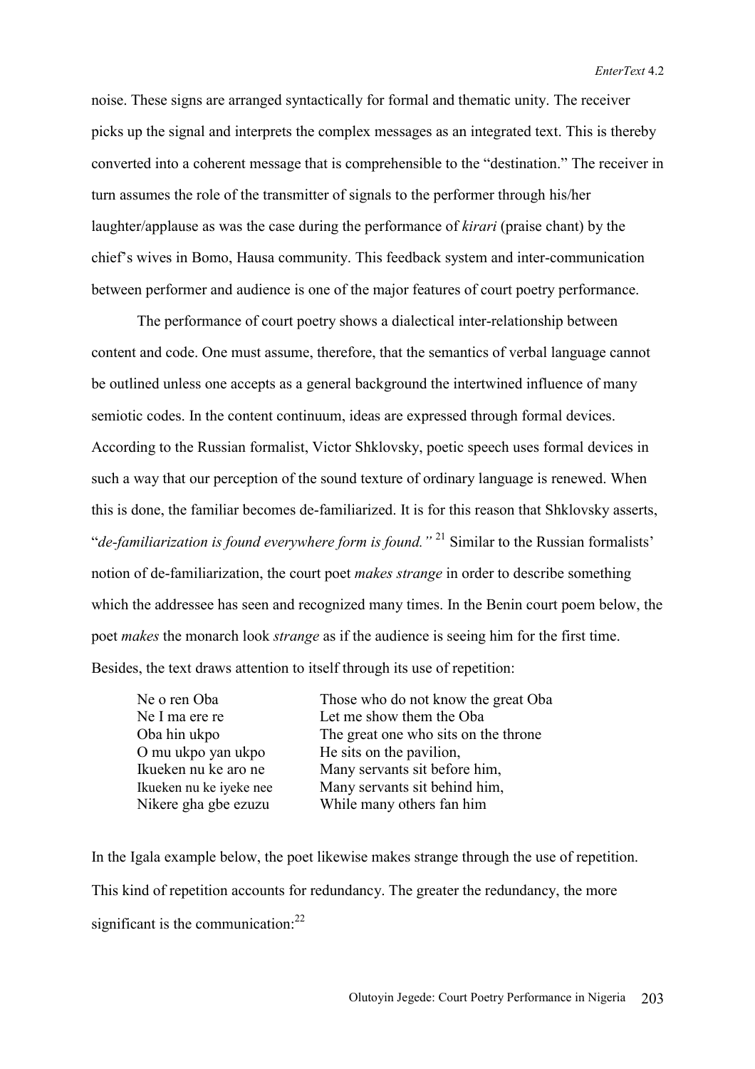noise. These signs are arranged syntactically for formal and thematic unity. The receiver picks up the signal and interprets the complex messages as an integrated text. This is thereby converted into a coherent message that is comprehensible to the "destination." The receiver in turn assumes the role of the transmitter of signals to the performer through his/her laughter/applause as was the case during the performance of *kirari* (praise chant) by the chief's wives in Bomo, Hausa community. This feedback system and inter-communication between performer and audience is one of the major features of court poetry performance.

The performance of court poetry shows a dialectical inter-relationship between content and code. One must assume, therefore, that the semantics of verbal language cannot be outlined unless one accepts as a general background the intertwined influence of many semiotic codes. In the content continuum, ideas are expressed through formal devices. According to the Russian formalist, Victor Shklovsky, poetic speech uses formal devices in such a way that our perception of the sound texture of ordinary language is renewed. When this is done, the familiar becomes de-familiarized. It is for this reason that Shklovsky asserts, "*de-familiarization is found everywhere form is found.*"[21] Similar to the Russian formalists' notion of de-familiarization, the court poet *makes strange* in order to describe something which the addressee has seen and recognized many times. In the Benin court poem below, the poet *makes* the monarch look *strange* as if the audience is seeing him for the first time. Besides, the text draws attention to itself through its use of repetition:

| | |
|---|---|
| Ne o ren Oba | Those who do not know the great Oba |
| Ne I ma ere re | Let me show them the Oba |
| Oba hin ukpo | The great one who sits on the throne |
| O mu ukpo yan ukpo | He sits on the pavilion, |
| Ikueken nu ke aro ne | Many servants sit before him, |
| Ikueken nu ke iyeke nee | Many servants sit behind him, |
| Nikere gha gbe ezuzu | While many others fan him |

In the Igala example below, the poet likewise makes strange through the use of repetition. This kind of repetition accounts for redundancy. The greater the redundancy, the more significant is the communication:[22]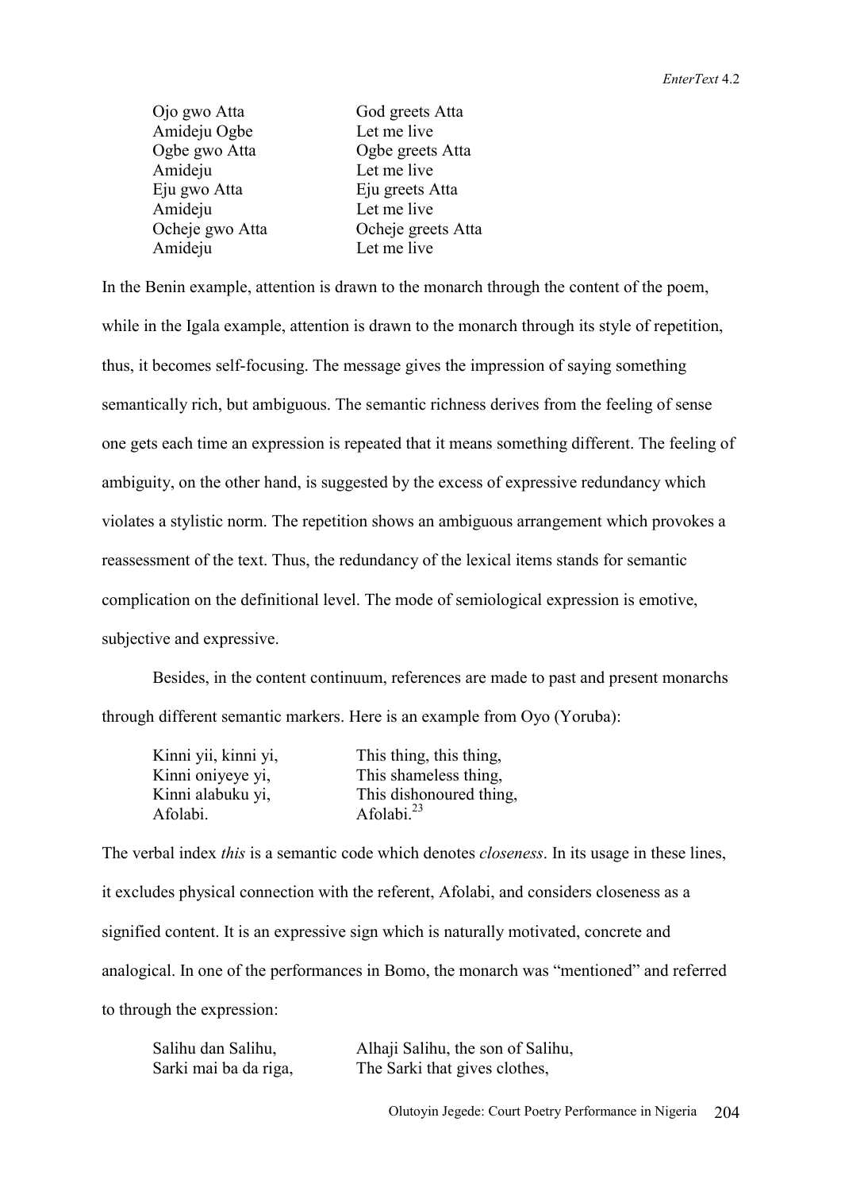| | |
|---|---|
| Ojo gwo Atta | God greets Atta |
| Amideju Ogbe | Let me live |
| Ogbe gwo Atta | Ogbe greets Atta |
| Amideju | Let me live |
| Eju gwo Atta | Eju greets Atta |
| Amideju | Let me live |
| Ocheje gwo Atta | Ocheje greets Atta |
| Amideju | Let me live |

In the Benin example, attention is drawn to the monarch through the content of the poem, while in the Igala example, attention is drawn to the monarch through its style of repetition, thus, it becomes self-focusing. The message gives the impression of saying something semantically rich, but ambiguous. The semantic richness derives from the feeling of sense one gets each time an expression is repeated that it means something different. The feeling of ambiguity, on the other hand, is suggested by the excess of expressive redundancy which violates a stylistic norm. The repetition shows an ambiguous arrangement which provokes a reassessment of the text. Thus, the redundancy of the lexical items stands for semantic complication on the definitional level. The mode of semiological expression is emotive, subjective and expressive.

Besides, in the content continuum, references are made to past and present monarchs through different semantic markers. Here is an example from Oyo (Yoruba):

| | |
|---|---|
| Kinni yii, kinni yi, | This thing, this thing, |
| Kinni oniyeye yi, | This shameless thing, |
| Kinni alabuku yi, | This dishonoured thing, |
| Afolabi. | Afolabi.[23] |

The verbal index *this* is a semantic code which denotes *closeness*. In its usage in these lines, it excludes physical connection with the referent, Afolabi, and considers closeness as a signified content. It is an expressive sign which is naturally motivated, concrete and analogical. In one of the performances in Bomo, the monarch was "mentioned" and referred to through the expression:

| | |
|---|---|
| Salihu dan Salihu, | Alhaji Salihu, the son of Salihu, |
| Sarki mai ba da riga, | The Sarki that gives clothes, |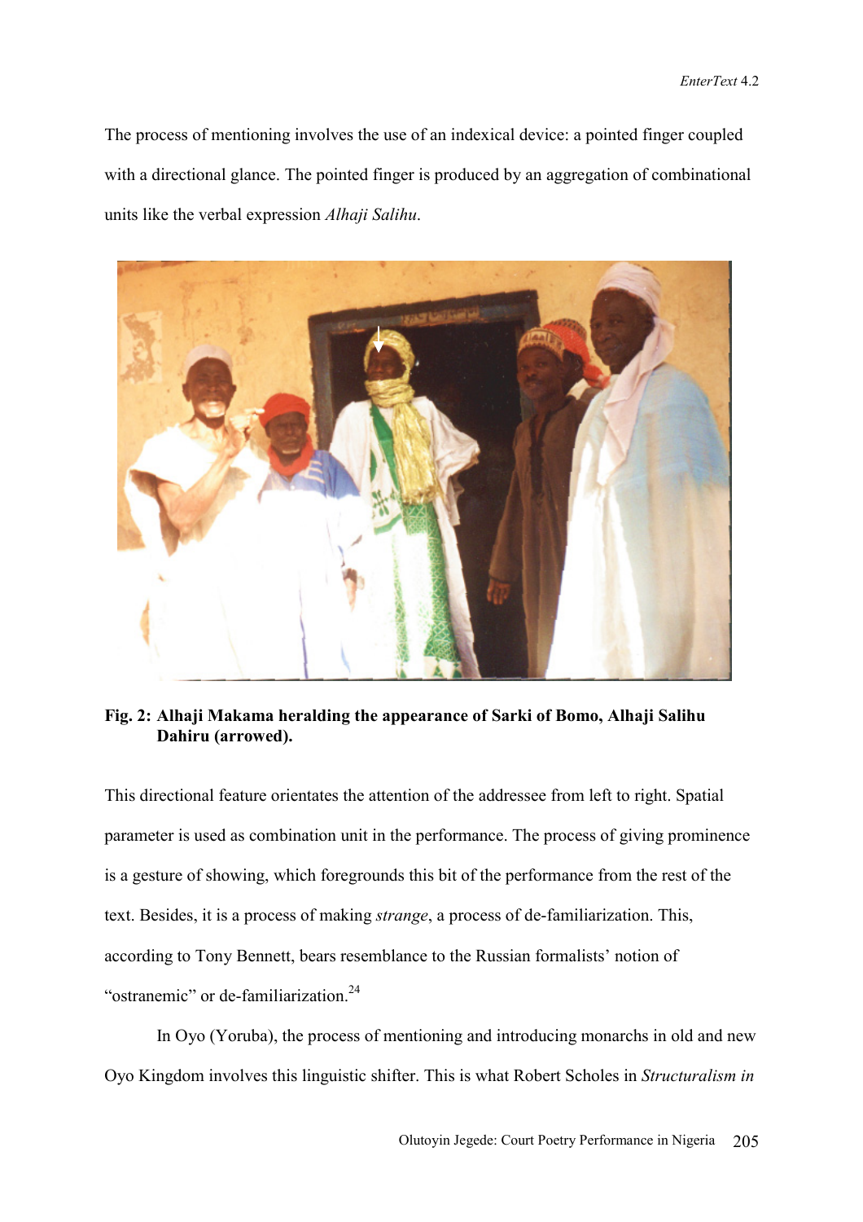The process of mentioning involves the use of an indexical device: a pointed finger coupled with a directional glance. The pointed finger is produced by an aggregation of combinational units like the verbal expression *Alhaji Salihu*.

**Fig. 2: Alhaji Makama heralding the appearance of Sarki of Bomo, Alhaji Salihu Dahiru (arrowed).**

This directional feature orientates the attention of the addressee from left to right. Spatial parameter is used as combination unit in the performance. The process of giving prominence is a gesture of showing, which foregrounds this bit of the performance from the rest of the text. Besides, it is a process of making *strange*, a process of de-familiarization. This, according to Tony Bennett, bears resemblance to the Russian formalists' notion of "ostranemic" or de-familiarization.[24]

In Oyo (Yoruba), the process of mentioning and introducing monarchs in old and new Oyo Kingdom involves this linguistic shifter. This is what Robert Scholes in *Structuralism in*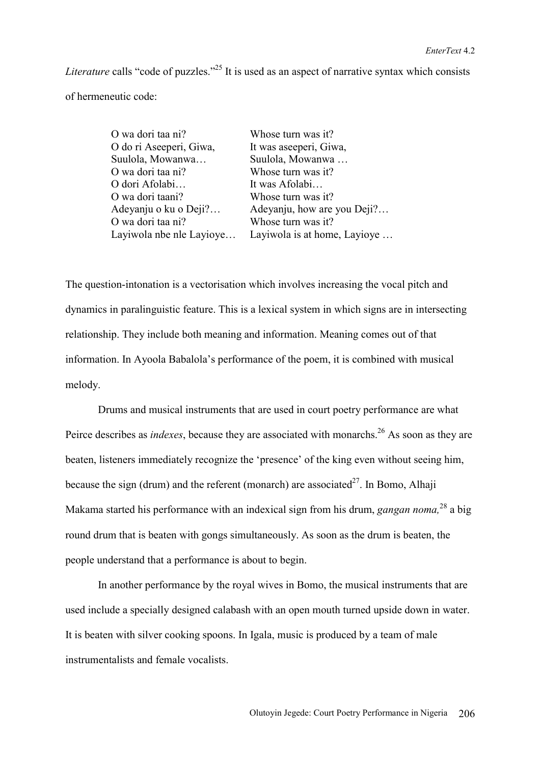*Literature* calls "code of puzzles."[25] It is used as an aspect of narrative syntax which consists of hermeneutic code:

| | |
|---|---|
| O wa dori taa ni? | Whose turn was it? |
| O do ri Aseeperi, Giwa, | It was aseeperi, Giwa, |
| Suulola, Mowanwa… | Suulola, Mowanwa … |
| O wa dori taa ni? | Whose turn was it? |
| O dori Afolabi… | It was Afolabi… |
| O wa dori taani? | Whose turn was it? |
| Adeyanju o ku o Deji?… | Adeyanju, how are you Deji?… |
| O wa dori taa ni? | Whose turn was it? |
| Layiwola nbe nle Layioye… | Layiwola is at home, Layioye … |

The question-intonation is a vectorisation which involves increasing the vocal pitch and dynamics in paralinguistic feature. This is a lexical system in which signs are in intersecting relationship. They include both meaning and information. Meaning comes out of that information. In Ayoola Babalola's performance of the poem, it is combined with musical melody.

Drums and musical instruments that are used in court poetry performance are what Peirce describes as *indexes*, because they are associated with monarchs.[26] As soon as they are beaten, listeners immediately recognize the 'presence' of the king even without seeing him, because the sign (drum) and the referent (monarch) are associated[27]. In Bomo, Alhaji Makama started his performance with an indexical sign from his drum, *gangan noma,*[28] a big round drum that is beaten with gongs simultaneously. As soon as the drum is beaten, the people understand that a performance is about to begin.

In another performance by the royal wives in Bomo, the musical instruments that are used include a specially designed calabash with an open mouth turned upside down in water. It is beaten with silver cooking spoons. In Igala, music is produced by a team of male instrumentalists and female vocalists.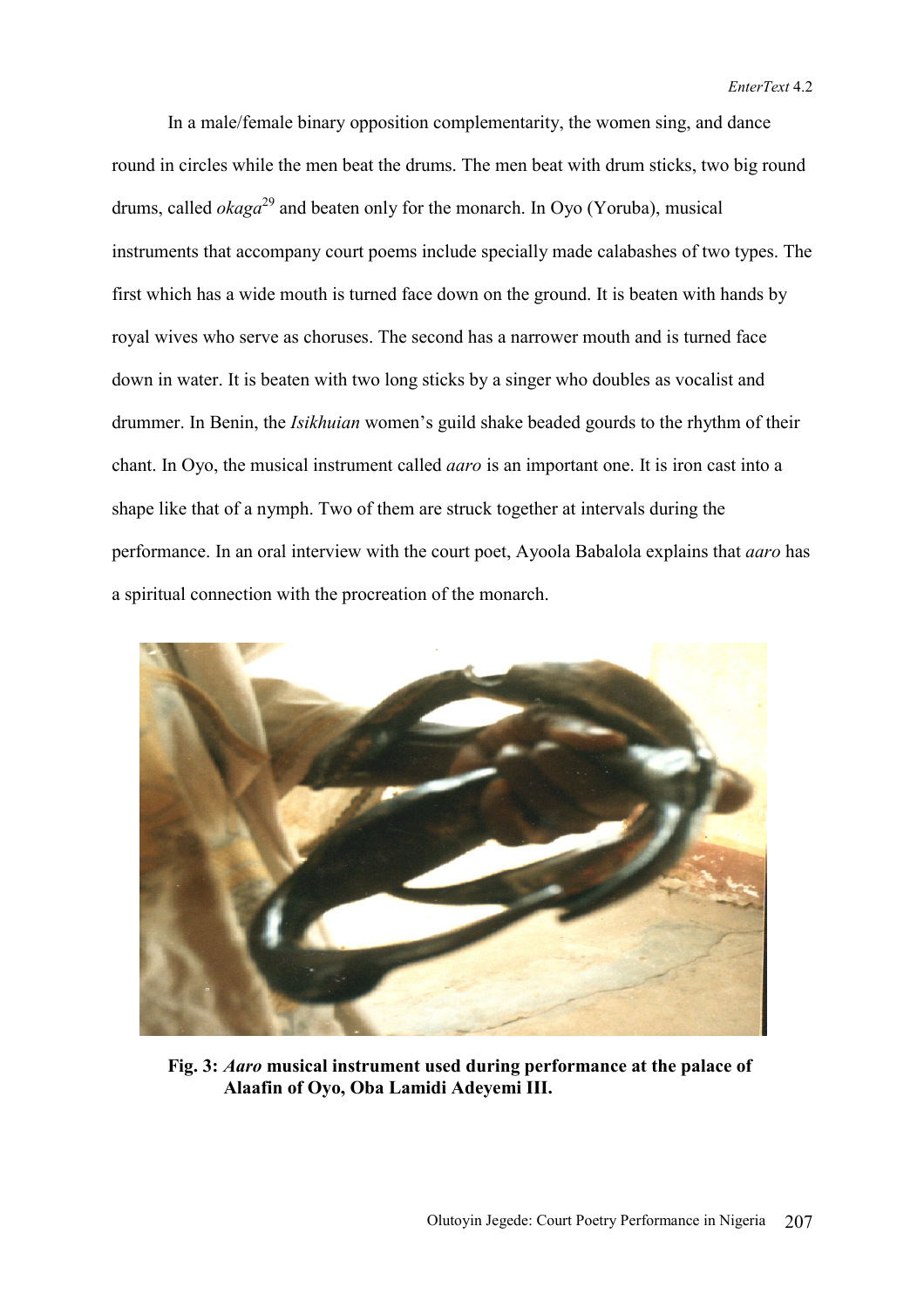In a male/female binary opposition complementarity, the women sing, and dance round in circles while the men beat the drums. The men beat with drum sticks, two big round drums, called *okaga*[29] and beaten only for the monarch. In Oyo (Yoruba), musical instruments that accompany court poems include specially made calabashes of two types. The first which has a wide mouth is turned face down on the ground. It is beaten with hands by royal wives who serve as choruses. The second has a narrower mouth and is turned face down in water. It is beaten with two long sticks by a singer who doubles as vocalist and drummer. In Benin, the *Isikhuian* women's guild shake beaded gourds to the rhythm of their chant. In Oyo, the musical instrument called *aaro* is an important one. It is iron cast into a shape like that of a nymph. Two of them are struck together at intervals during the performance. In an oral interview with the court poet, Ayoola Babalola explains that *aaro* has a spiritual connection with the procreation of the monarch.

**Fig. 3:** ***Aaro*** **musical instrument used during performance at the palace of Alaafin of Oyo, Oba Lamidi Adeyemi III.**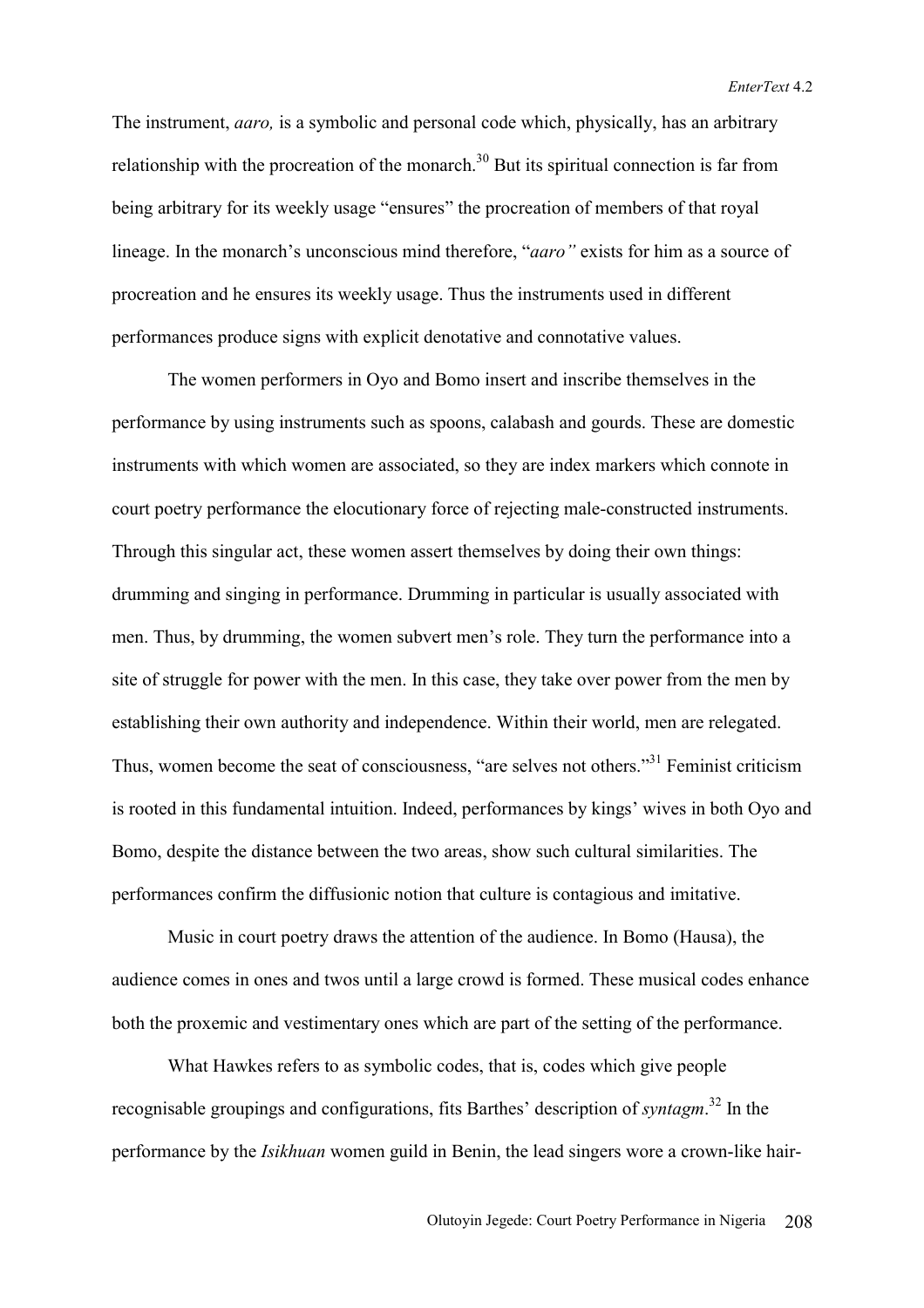The instrument, *aaro,* is a symbolic and personal code which, physically, has an arbitrary relationship with the procreation of the monarch.[30] But its spiritual connection is far from being arbitrary for its weekly usage "ensures" the procreation of members of that royal lineage. In the monarch's unconscious mind therefore, "*aaro"* exists for him as a source of procreation and he ensures its weekly usage. Thus the instruments used in different performances produce signs with explicit denotative and connotative values.

The women performers in Oyo and Bomo insert and inscribe themselves in the performance by using instruments such as spoons, calabash and gourds. These are domestic instruments with which women are associated, so they are index markers which connote in court poetry performance the elocutionary force of rejecting male-constructed instruments. Through this singular act, these women assert themselves by doing their own things: drumming and singing in performance. Drumming in particular is usually associated with men. Thus, by drumming, the women subvert men's role. They turn the performance into a site of struggle for power with the men. In this case, they take over power from the men by establishing their own authority and independence. Within their world, men are relegated. Thus, women become the seat of consciousness, "are selves not others."[31] Feminist criticism is rooted in this fundamental intuition. Indeed, performances by kings' wives in both Oyo and Bomo, despite the distance between the two areas, show such cultural similarities. The performances confirm the diffusionic notion that culture is contagious and imitative.

Music in court poetry draws the attention of the audience. In Bomo (Hausa), the audience comes in ones and twos until a large crowd is formed. These musical codes enhance both the proxemic and vestimentary ones which are part of the setting of the performance.

What Hawkes refers to as symbolic codes, that is, codes which give people recognisable groupings and configurations, fits Barthes' description of *syntagm*.[32] In the performance by the *Isikhuan* women guild in Benin, the lead singers wore a crown-like hair-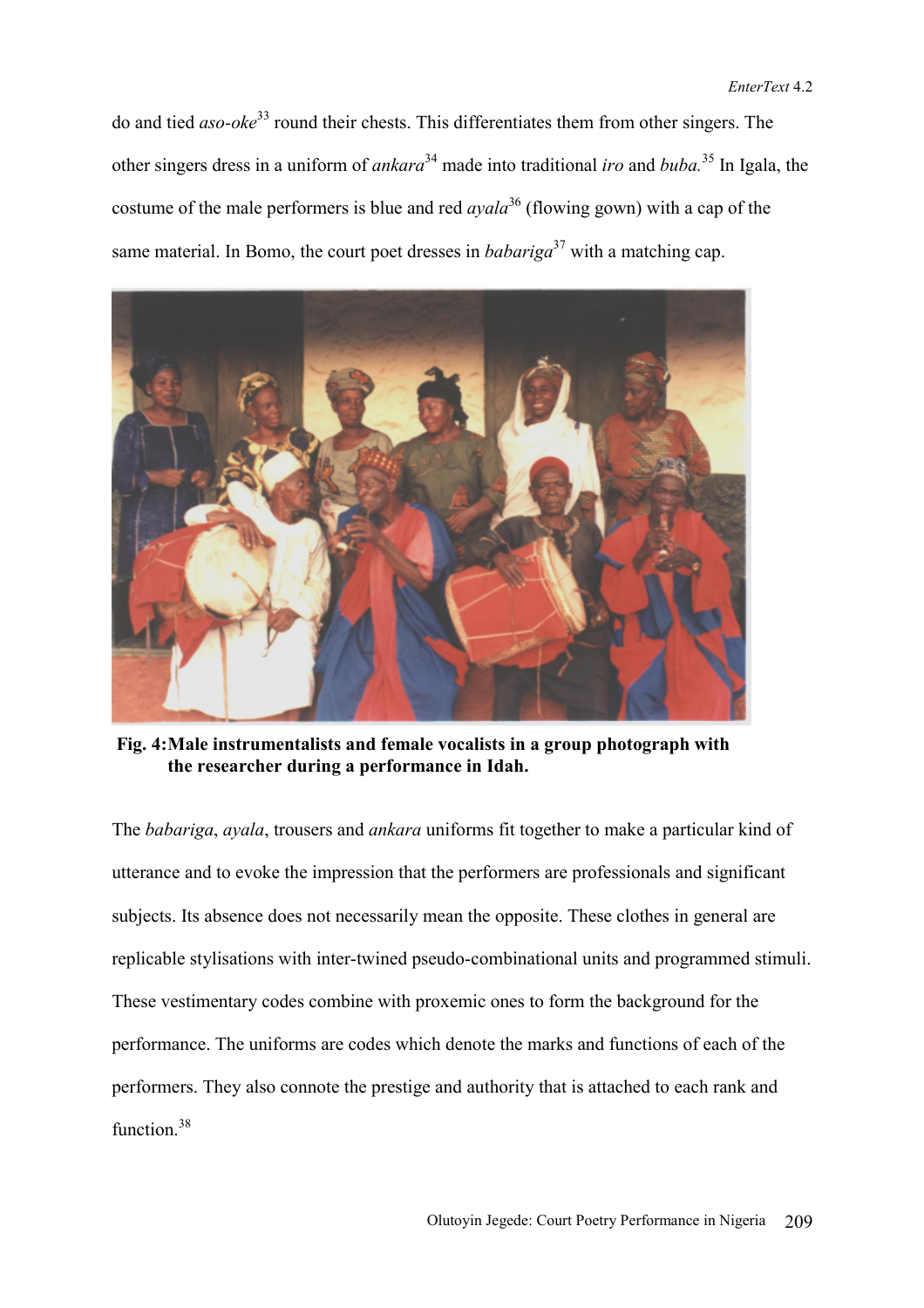do and tied *aso-oke*[33] round their chests. This differentiates them from other singers. The other singers dress in a uniform of *ankara*[34] made into traditional *iro* and *buba.*[35] In Igala, the costume of the male performers is blue and red *ayala*[36] (flowing gown) with a cap of the same material. In Bomo, the court poet dresses in *babariga*[37] with a matching cap.

**Fig. 4: Male instrumentalists and female vocalists in a group photograph with the researcher during a performance in Idah.**

The *babariga*, *ayala*, trousers and *ankara* uniforms fit together to make a particular kind of utterance and to evoke the impression that the performers are professionals and significant subjects. Its absence does not necessarily mean the opposite. These clothes in general are replicable stylisations with inter-twined pseudo-combinational units and programmed stimuli. These vestimentary codes combine with proxemic ones to form the background for the performance. The uniforms are codes which denote the marks and functions of each of the performers. They also connote the prestige and authority that is attached to each rank and function.[38]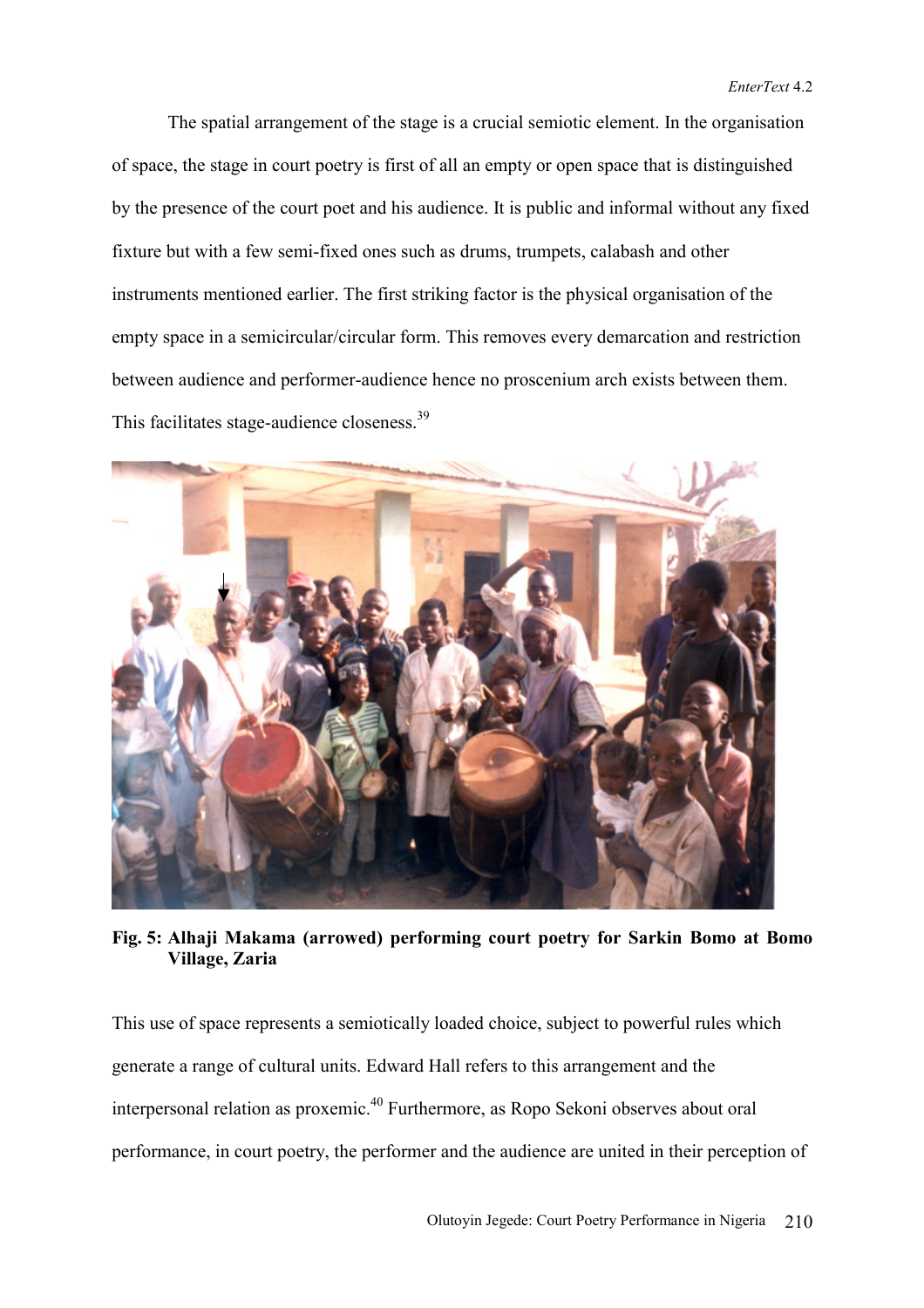The spatial arrangement of the stage is a crucial semiotic element. In the organisation of space, the stage in court poetry is first of all an empty or open space that is distinguished by the presence of the court poet and his audience. It is public and informal without any fixed fixture but with a few semi-fixed ones such as drums, trumpets, calabash and other instruments mentioned earlier. The first striking factor is the physical organisation of the empty space in a semicircular/circular form. This removes every demarcation and restriction between audience and performer-audience hence no proscenium arch exists between them. This facilitates stage-audience closeness.[39]

**Fig. 5: Alhaji Makama (arrowed) performing court poetry for Sarkin Bomo at Bomo Village, Zaria**

This use of space represents a semiotically loaded choice, subject to powerful rules which generate a range of cultural units. Edward Hall refers to this arrangement and the interpersonal relation as proxemic.[40] Furthermore, as Ropo Sekoni observes about oral performance, in court poetry, the performer and the audience are united in their perception of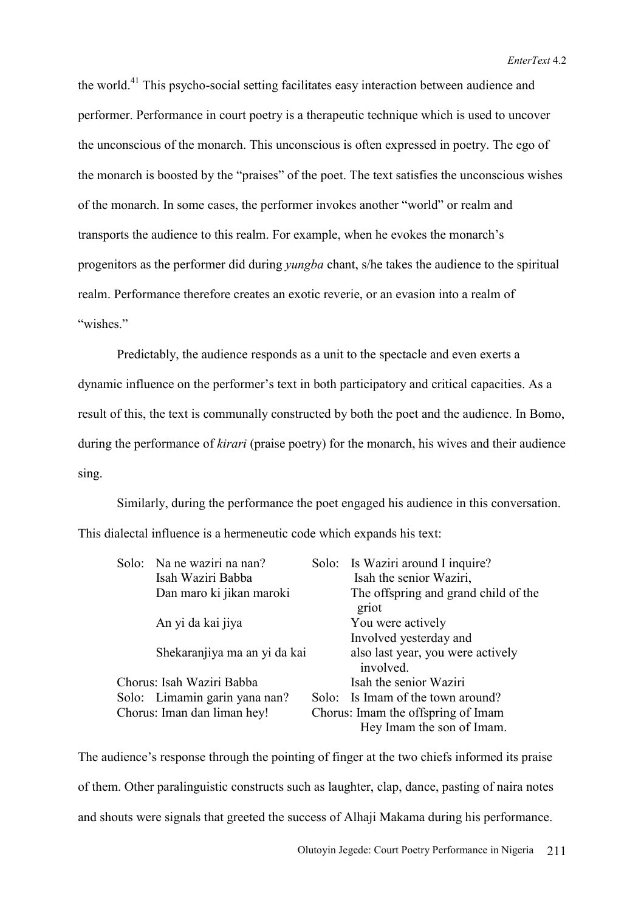the world.[41] This psycho-social setting facilitates easy interaction between audience and performer. Performance in court poetry is a therapeutic technique which is used to uncover the unconscious of the monarch. This unconscious is often expressed in poetry. The ego of the monarch is boosted by the "praises" of the poet. The text satisfies the unconscious wishes of the monarch. In some cases, the performer invokes another "world" or realm and transports the audience to this realm. For example, when he evokes the monarch's progenitors as the performer did during *yungba* chant, s/he takes the audience to the spiritual realm. Performance therefore creates an exotic reverie, or an evasion into a realm of "wishes."

Predictably, the audience responds as a unit to the spectacle and even exerts a dynamic influence on the performer's text in both participatory and critical capacities. As a result of this, the text is communally constructed by both the poet and the audience. In Bomo, during the performance of *kirari* (praise poetry) for the monarch, his wives and their audience sing.

Similarly, during the performance the poet engaged his audience in this conversation. This dialectal influence is a hermeneutic code which expands his text:

| | |
|---|---|
| Solo: Na ne waziri na nan? | Solo: Is Waziri around I inquire? |
| Isah Waziri Babba | Isah the senior Waziri, |
| Dan maro ki jikan maroki | The offspring and grand child of the griot |
| An yi da kai jiya | You were actively Involved yesterday and |
| Shekaranjiya ma an yi da kai | also last year, you were actively involved. |
| Chorus: Isah Waziri Babba | Isah the senior Waziri |
| Solo: Limamin garin yana nan? | Solo: Is Imam of the town around? |
| Chorus: Iman dan liman hey! | Chorus: Imam the offspring of Imam Hey Imam the son of Imam. |

The audience's response through the pointing of finger at the two chiefs informed its praise of them. Other paralinguistic constructs such as laughter, clap, dance, pasting of naira notes and shouts were signals that greeted the success of Alhaji Makama during his performance.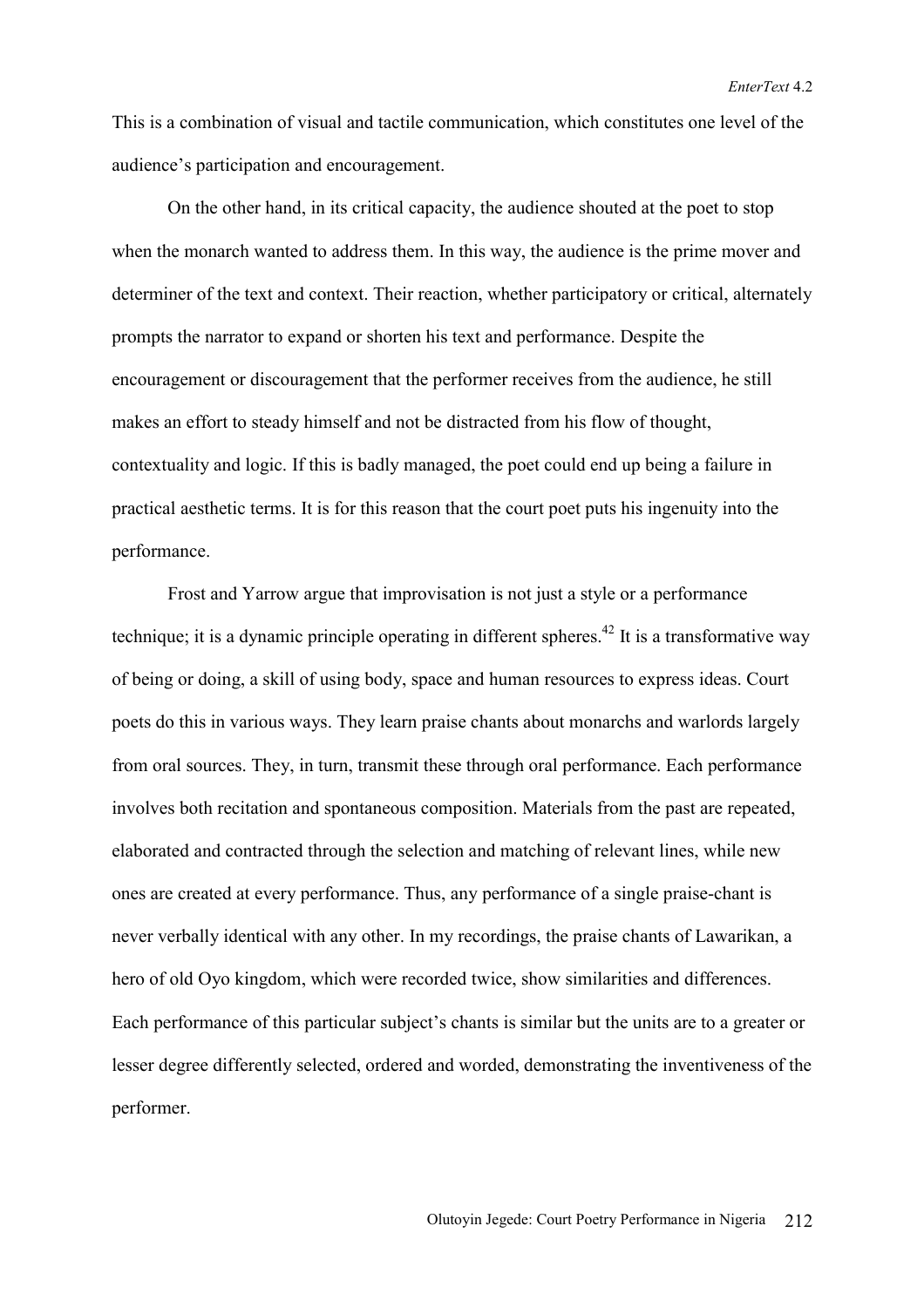This is a combination of visual and tactile communication, which constitutes one level of the audience's participation and encouragement.

On the other hand, in its critical capacity, the audience shouted at the poet to stop when the monarch wanted to address them. In this way, the audience is the prime mover and determiner of the text and context. Their reaction, whether participatory or critical, alternately prompts the narrator to expand or shorten his text and performance. Despite the encouragement or discouragement that the performer receives from the audience, he still makes an effort to steady himself and not be distracted from his flow of thought, contextuality and logic. If this is badly managed, the poet could end up being a failure in practical aesthetic terms. It is for this reason that the court poet puts his ingenuity into the performance.

Frost and Yarrow argue that improvisation is not just a style or a performance technique; it is a dynamic principle operating in different spheres.[42] It is a transformative way of being or doing, a skill of using body, space and human resources to express ideas. Court poets do this in various ways. They learn praise chants about monarchs and warlords largely from oral sources. They, in turn, transmit these through oral performance. Each performance involves both recitation and spontaneous composition. Materials from the past are repeated, elaborated and contracted through the selection and matching of relevant lines, while new ones are created at every performance. Thus, any performance of a single praise-chant is never verbally identical with any other. In my recordings, the praise chants of Lawarikan, a hero of old Oyo kingdom, which were recorded twice, show similarities and differences. Each performance of this particular subject's chants is similar but the units are to a greater or lesser degree differently selected, ordered and worded, demonstrating the inventiveness of the performer.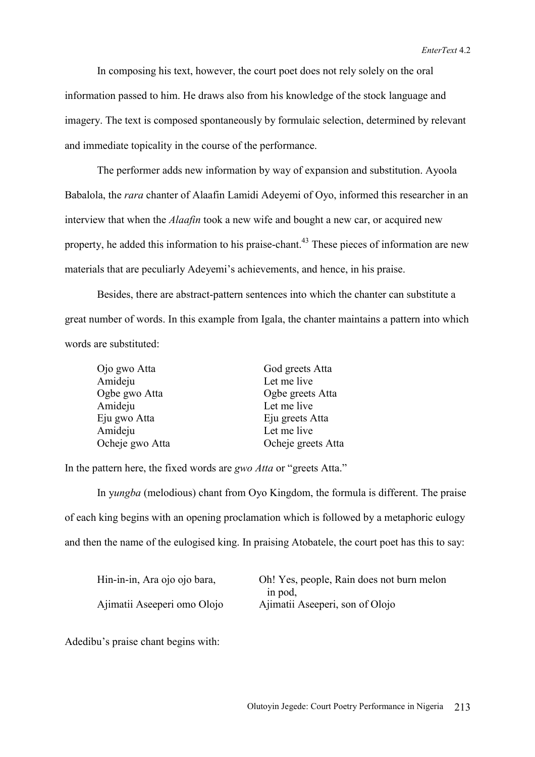In composing his text, however, the court poet does not rely solely on the oral information passed to him. He draws also from his knowledge of the stock language and imagery. The text is composed spontaneously by formulaic selection, determined by relevant and immediate topicality in the course of the performance.

The performer adds new information by way of expansion and substitution. Ayoola Babalola, the *rara* chanter of Alaafin Lamidi Adeyemi of Oyo, informed this researcher in an interview that when the *Alaafin* took a new wife and bought a new car, or acquired new property, he added this information to his praise-chant.[43] These pieces of information are new materials that are peculiarly Adeyemi's achievements, and hence, in his praise.

Besides, there are abstract-pattern sentences into which the chanter can substitute a great number of words. In this example from Igala, the chanter maintains a pattern into which words are substituted:

| | |
|---|---|
| Ojo gwo Atta | God greets Atta |
| Amideju | Let me live |
| Ogbe gwo Atta | Ogbe greets Atta |
| Amideju | Let me live |
| Eju gwo Atta | Eju greets Atta |
| Amideju | Let me live |
| Ocheje gwo Atta | Ocheje greets Atta |

In the pattern here, the fixed words are *gwo Atta* or "greets Atta."

In y*ungba* (melodious) chant from Oyo Kingdom, the formula is different. The praise of each king begins with an opening proclamation which is followed by a metaphoric eulogy and then the name of the eulogised king. In praising Atobatele, the court poet has this to say:

| | |
|---|---|
| Hin-in-in, Ara ojo ojo bara, | Oh! Yes, people, Rain does not burn melon in pod, |
| Ajimatii Aseeperi omo Olojo | Ajimatii Aseeperi, son of Olojo |

Adedibu's praise chant begins with: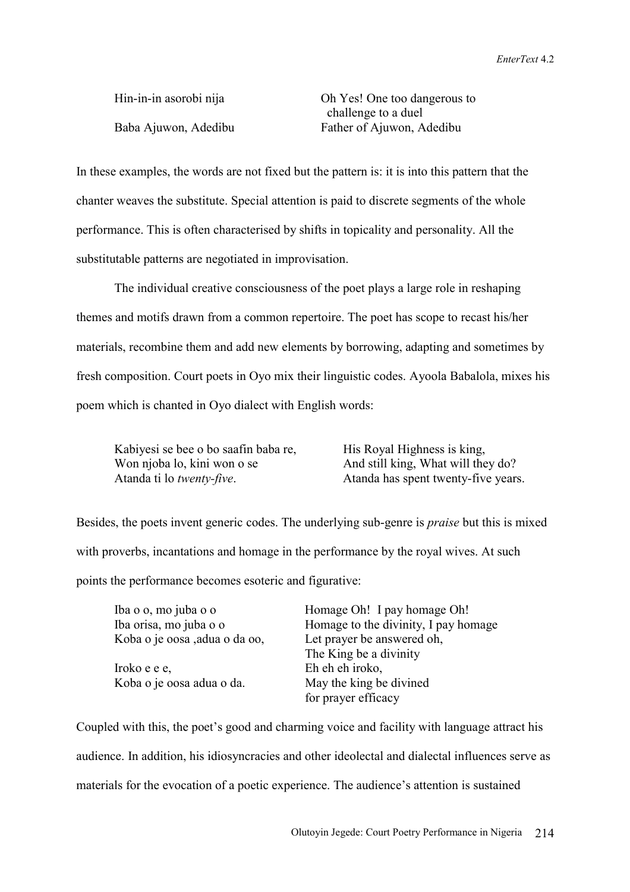| | |
|---|---|
| Hin-in-in asorobi nija | Oh Yes! One too dangerous to challenge to a duel |
| Baba Ajuwon, Adedibu | Father of Ajuwon, Adedibu |

In these examples, the words are not fixed but the pattern is: it is into this pattern that the chanter weaves the substitute. Special attention is paid to discrete segments of the whole performance. This is often characterised by shifts in topicality and personality. All the substitutable patterns are negotiated in improvisation.

The individual creative consciousness of the poet plays a large role in reshaping themes and motifs drawn from a common repertoire. The poet has scope to recast his/her materials, recombine them and add new elements by borrowing, adapting and sometimes by fresh composition. Court poets in Oyo mix their linguistic codes. Ayoola Babalola, mixes his poem which is chanted in Oyo dialect with English words:

| | |
|---|---|
| Kabiyesi se bee o bo saafin baba re, | His Royal Highness is king, |
| Won njoba lo, kini won o se | And still king, What will they do? |
| Atanda ti lo *twenty-five*. | Atanda has spent twenty-five years. |

Besides, the poets invent generic codes. The underlying sub-genre is *praise* but this is mixed with proverbs, incantations and homage in the performance by the royal wives. At such points the performance becomes esoteric and figurative:

| | |
|---|---|
| Iba o o, mo juba o o | Homage Oh! I pay homage Oh! |
| Iba orisa, mo juba o o | Homage to the divinity, I pay homage |
| Koba o je oosa ,adua o da oo, | Let prayer be answered oh, The King be a divinity |
| Iroko e e e, | Eh eh eh iroko, |
| Koba o je oosa adua o da. | May the king be divined for prayer efficacy |

Coupled with this, the poet's good and charming voice and facility with language attract his audience. In addition, his idiosyncracies and other ideolectal and dialectal influences serve as materials for the evocation of a poetic experience. The audience's attention is sustained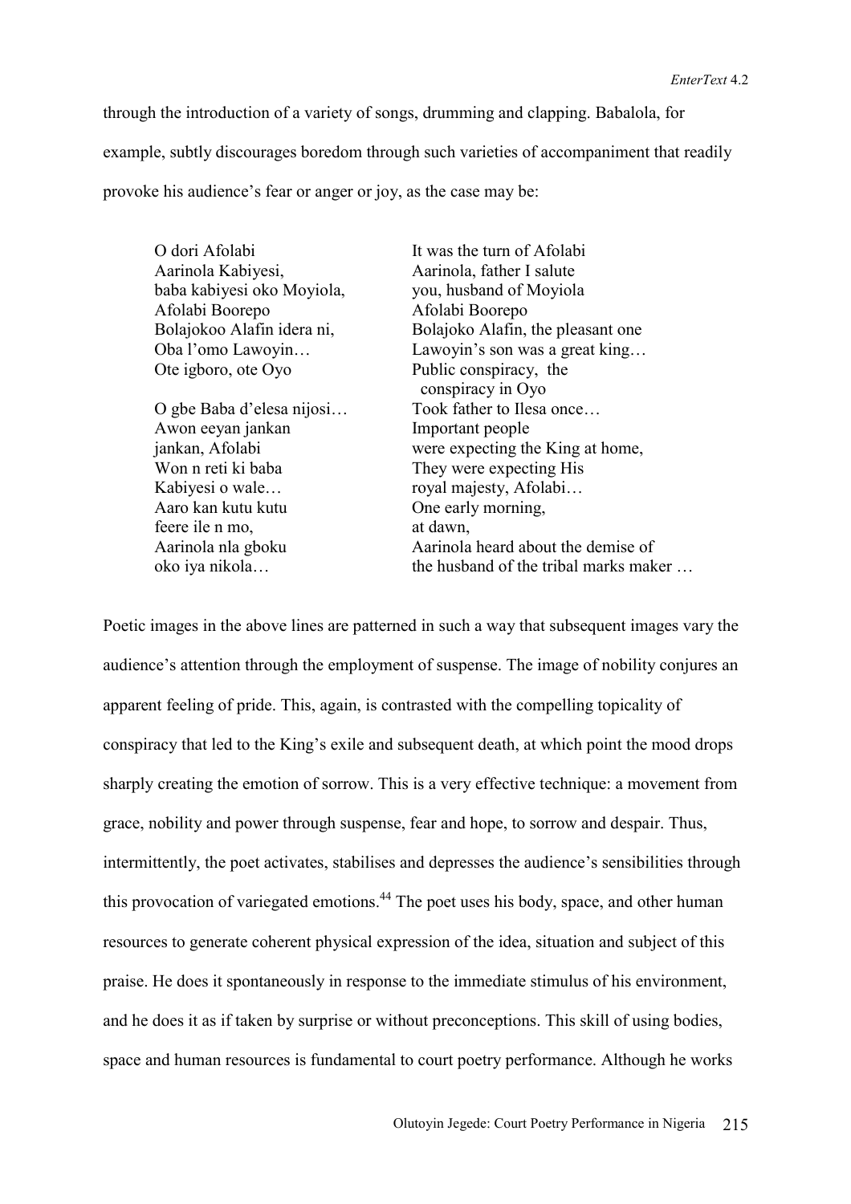through the introduction of a variety of songs, drumming and clapping. Babalola, for example, subtly discourages boredom through such varieties of accompaniment that readily provoke his audience's fear or anger or joy, as the case may be:

| | |
|---|---|
| O dori Afolabi | It was the turn of Afolabi |
| Aarinola Kabiyesi, | Aarinola, father I salute |
| baba kabiyesi oko Moyiola, | you, husband of Moyiola |
| Afolabi Boorepo | Afolabi Boorepo |
| Bolajokoo Alafin idera ni, | Bolajoko Alafin, the pleasant one |
| Oba l'omo Lawoyin… | Lawoyin's son was a great king… |
| Ote igboro, ote Oyo | Public conspiracy, the conspiracy in Oyo |
| O gbe Baba d'elesa nijosi… | Took father to Ilesa once… |
| Awon eeyan jankan | Important people |
| jankan, Afolabi | were expecting the King at home, |
| Won n reti ki baba | They were expecting His |
| Kabiyesi o wale… | royal majesty, Afolabi… |
| Aaro kan kutu kutu | One early morning, |
| feere ile n mo, | at dawn, |
| Aarinola nla gboku | Aarinola heard about the demise of |
| oko iya nikola… | the husband of the tribal marks maker … |

Poetic images in the above lines are patterned in such a way that subsequent images vary the audience's attention through the employment of suspense. The image of nobility conjures an apparent feeling of pride. This, again, is contrasted with the compelling topicality of conspiracy that led to the King's exile and subsequent death, at which point the mood drops sharply creating the emotion of sorrow. This is a very effective technique: a movement from grace, nobility and power through suspense, fear and hope, to sorrow and despair. Thus, intermittently, the poet activates, stabilises and depresses the audience's sensibilities through this provocation of variegated emotions.[44] The poet uses his body, space, and other human resources to generate coherent physical expression of the idea, situation and subject of this praise. He does it spontaneously in response to the immediate stimulus of his environment, and he does it as if taken by surprise or without preconceptions. This skill of using bodies, space and human resources is fundamental to court poetry performance. Although he works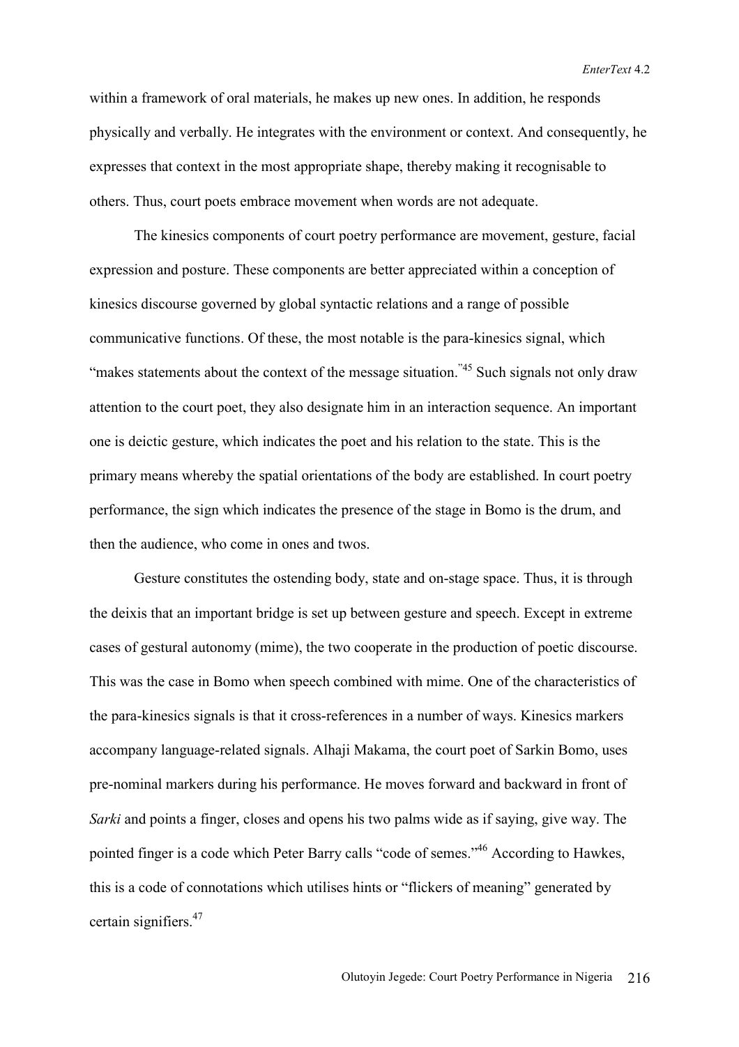within a framework of oral materials, he makes up new ones. In addition, he responds physically and verbally. He integrates with the environment or context. And consequently, he expresses that context in the most appropriate shape, thereby making it recognisable to others. Thus, court poets embrace movement when words are not adequate.

The kinesics components of court poetry performance are movement, gesture, facial expression and posture. These components are better appreciated within a conception of kinesics discourse governed by global syntactic relations and a range of possible communicative functions. Of these, the most notable is the para-kinesics signal, which "makes statements about the context of the message situation."[45] Such signals not only draw attention to the court poet, they also designate him in an interaction sequence. An important one is deictic gesture, which indicates the poet and his relation to the state. This is the primary means whereby the spatial orientations of the body are established. In court poetry performance, the sign which indicates the presence of the stage in Bomo is the drum, and then the audience, who come in ones and twos.

Gesture constitutes the ostending body, state and on-stage space. Thus, it is through the deixis that an important bridge is set up between gesture and speech. Except in extreme cases of gestural autonomy (mime), the two cooperate in the production of poetic discourse. This was the case in Bomo when speech combined with mime. One of the characteristics of the para-kinesics signals is that it cross-references in a number of ways. Kinesics markers accompany language-related signals. Alhaji Makama, the court poet of Sarkin Bomo, uses pre-nominal markers during his performance. He moves forward and backward in front of *Sarki* and points a finger, closes and opens his two palms wide as if saying, give way. The pointed finger is a code which Peter Barry calls "code of semes."[46] According to Hawkes, this is a code of connotations which utilises hints or "flickers of meaning" generated by certain signifiers.[47]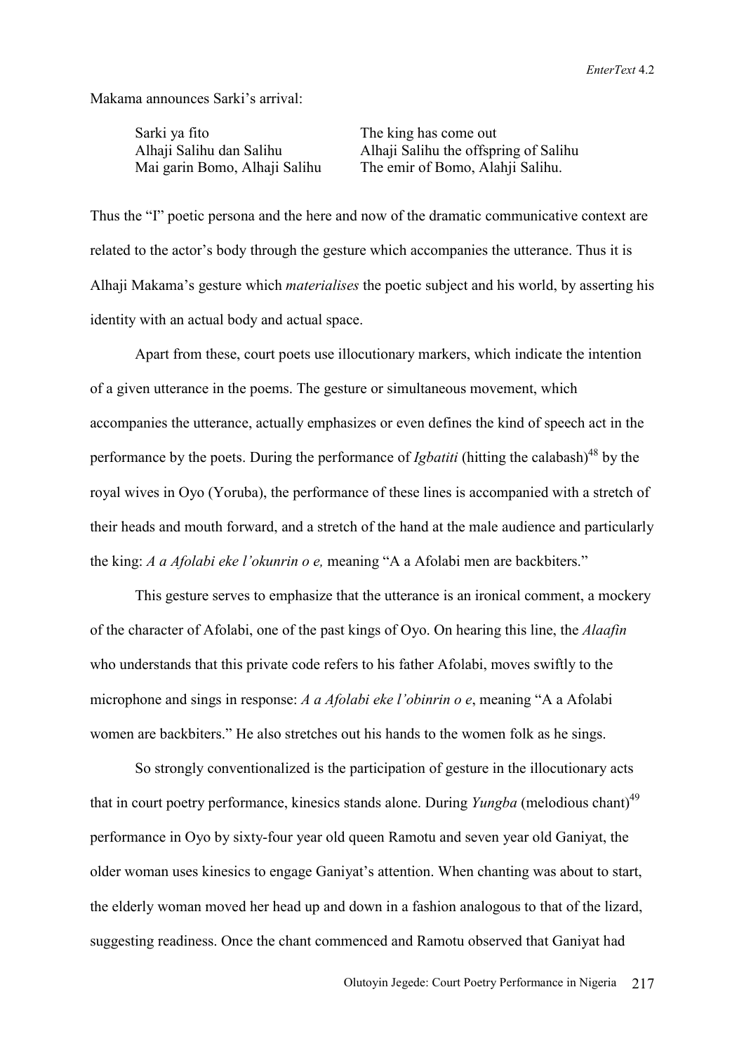Makama announces Sarki's arrival:

| | |
|---|---|
| Sarki ya fito | The king has come out |
| Alhaji Salihu dan Salihu | Alhaji Salihu the offspring of Salihu |
| Mai garin Bomo, Alhaji Salihu | The emir of Bomo, Alahji Salihu. |

Thus the "I" poetic persona and the here and now of the dramatic communicative context are related to the actor's body through the gesture which accompanies the utterance. Thus it is Alhaji Makama's gesture which *materialises* the poetic subject and his world, by asserting his identity with an actual body and actual space.

Apart from these, court poets use illocutionary markers, which indicate the intention of a given utterance in the poems. The gesture or simultaneous movement, which accompanies the utterance, actually emphasizes or even defines the kind of speech act in the performance by the poets. During the performance of *Igbatiti* (hitting the calabash)[48] by the royal wives in Oyo (Yoruba), the performance of these lines is accompanied with a stretch of their heads and mouth forward, and a stretch of the hand at the male audience and particularly the king: *A a Afolabi eke l'okunrin o e,* meaning "A a Afolabi men are backbiters."

This gesture serves to emphasize that the utterance is an ironical comment, a mockery of the character of Afolabi, one of the past kings of Oyo. On hearing this line, the *Alaafin* who understands that this private code refers to his father Afolabi, moves swiftly to the microphone and sings in response: *A a Afolabi eke l'obinrin o e*, meaning "A a Afolabi women are backbiters." He also stretches out his hands to the women folk as he sings.

So strongly conventionalized is the participation of gesture in the illocutionary acts that in court poetry performance, kinesics stands alone. During *Yungba* (melodious chant)[49] performance in Oyo by sixty-four year old queen Ramotu and seven year old Ganiyat, the older woman uses kinesics to engage Ganiyat's attention. When chanting was about to start, the elderly woman moved her head up and down in a fashion analogous to that of the lizard, suggesting readiness. Once the chant commenced and Ramotu observed that Ganiyat had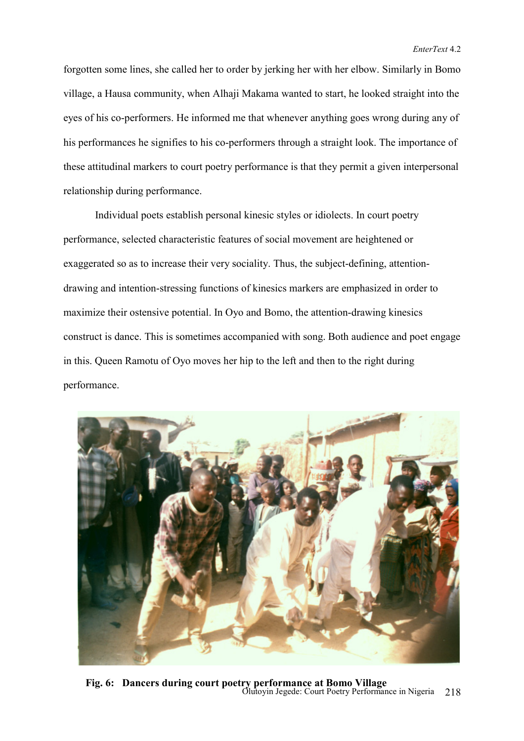forgotten some lines, she called her to order by jerking her with her elbow. Similarly in Bomo village, a Hausa community, when Alhaji Makama wanted to start, he looked straight into the eyes of his co-performers. He informed me that whenever anything goes wrong during any of his performances he signifies to his co-performers through a straight look. The importance of these attitudinal markers to court poetry performance is that they permit a given interpersonal relationship during performance.

Individual poets establish personal kinesic styles or idiolects. In court poetry performance, selected characteristic features of social movement are heightened or exaggerated so as to increase their very sociality. Thus, the subject-defining, attention-drawing and intention-stressing functions of kinesics markers are emphasized in order to maximize their ostensive potential. In Oyo and Bomo, the attention-drawing kinesics construct is dance. This is sometimes accompanied with song. Both audience and poet engage in this. Queen Ramotu of Oyo moves her hip to the left and then to the right during performance.

**Fig. 6: Dancers during court poetry performance at Bomo Village**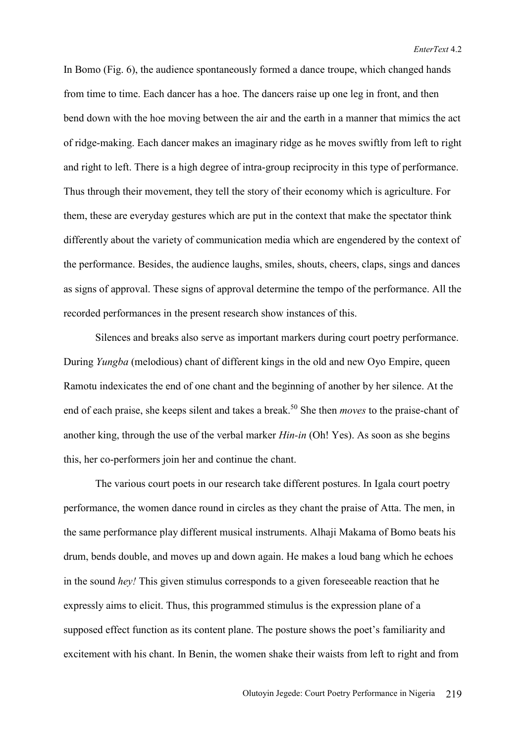In Bomo (Fig. 6), the audience spontaneously formed a dance troupe, which changed hands from time to time. Each dancer has a hoe. The dancers raise up one leg in front, and then bend down with the hoe moving between the air and the earth in a manner that mimics the act of ridge-making. Each dancer makes an imaginary ridge as he moves swiftly from left to right and right to left. There is a high degree of intra-group reciprocity in this type of performance. Thus through their movement, they tell the story of their economy which is agriculture. For them, these are everyday gestures which are put in the context that make the spectator think differently about the variety of communication media which are engendered by the context of the performance. Besides, the audience laughs, smiles, shouts, cheers, claps, sings and dances as signs of approval. These signs of approval determine the tempo of the performance. All the recorded performances in the present research show instances of this.

Silences and breaks also serve as important markers during court poetry performance. During *Yungba* (melodious) chant of different kings in the old and new Oyo Empire, queen Ramotu indexicates the end of one chant and the beginning of another by her silence. At the end of each praise, she keeps silent and takes a break.[50] She then *moves* to the praise-chant of another king, through the use of the verbal marker *Hin-in* (Oh! Yes). As soon as she begins this, her co-performers join her and continue the chant.

The various court poets in our research take different postures. In Igala court poetry performance, the women dance round in circles as they chant the praise of Atta. The men, in the same performance play different musical instruments. Alhaji Makama of Bomo beats his drum, bends double, and moves up and down again. He makes a loud bang which he echoes in the sound *hey!* This given stimulus corresponds to a given foreseeable reaction that he expressly aims to elicit. Thus, this programmed stimulus is the expression plane of a supposed effect function as its content plane. The posture shows the poet's familiarity and excitement with his chant. In Benin, the women shake their waists from left to right and from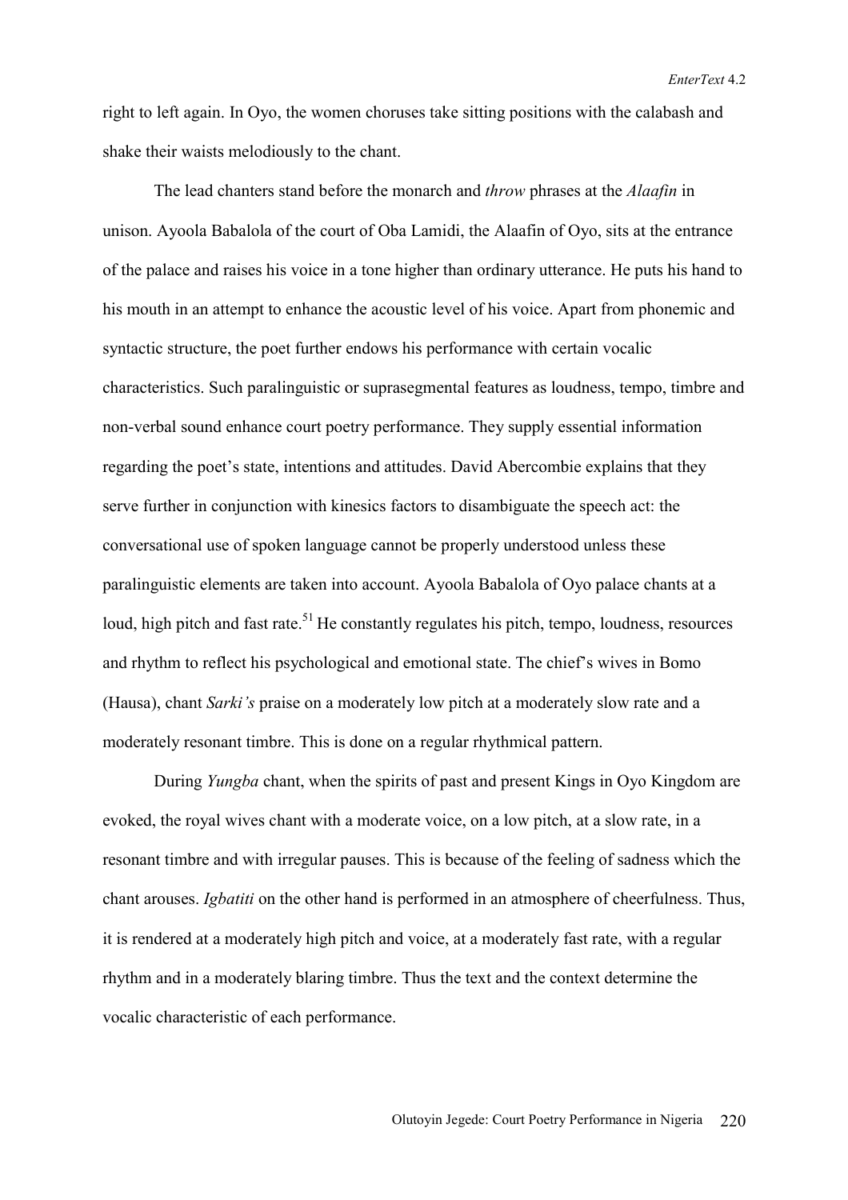right to left again. In Oyo, the women choruses take sitting positions with the calabash and shake their waists melodiously to the chant.

The lead chanters stand before the monarch and *throw* phrases at the *Alaafin* in unison. Ayoola Babalola of the court of Oba Lamidi, the Alaafin of Oyo, sits at the entrance of the palace and raises his voice in a tone higher than ordinary utterance. He puts his hand to his mouth in an attempt to enhance the acoustic level of his voice. Apart from phonemic and syntactic structure, the poet further endows his performance with certain vocalic characteristics. Such paralinguistic or suprasegmental features as loudness, tempo, timbre and non-verbal sound enhance court poetry performance. They supply essential information regarding the poet's state, intentions and attitudes. David Abercombie explains that they serve further in conjunction with kinesics factors to disambiguate the speech act: the conversational use of spoken language cannot be properly understood unless these paralinguistic elements are taken into account. Ayoola Babalola of Oyo palace chants at a loud, high pitch and fast rate.[51] He constantly regulates his pitch, tempo, loudness, resources and rhythm to reflect his psychological and emotional state. The chief's wives in Bomo (Hausa), chant *Sarki's* praise on a moderately low pitch at a moderately slow rate and a moderately resonant timbre. This is done on a regular rhythmical pattern.

During *Yungba* chant, when the spirits of past and present Kings in Oyo Kingdom are evoked, the royal wives chant with a moderate voice, on a low pitch, at a slow rate, in a resonant timbre and with irregular pauses. This is because of the feeling of sadness which the chant arouses. *Igbatiti* on the other hand is performed in an atmosphere of cheerfulness. Thus, it is rendered at a moderately high pitch and voice, at a moderately fast rate, with a regular rhythm and in a moderately blaring timbre. Thus the text and the context determine the vocalic characteristic of each performance.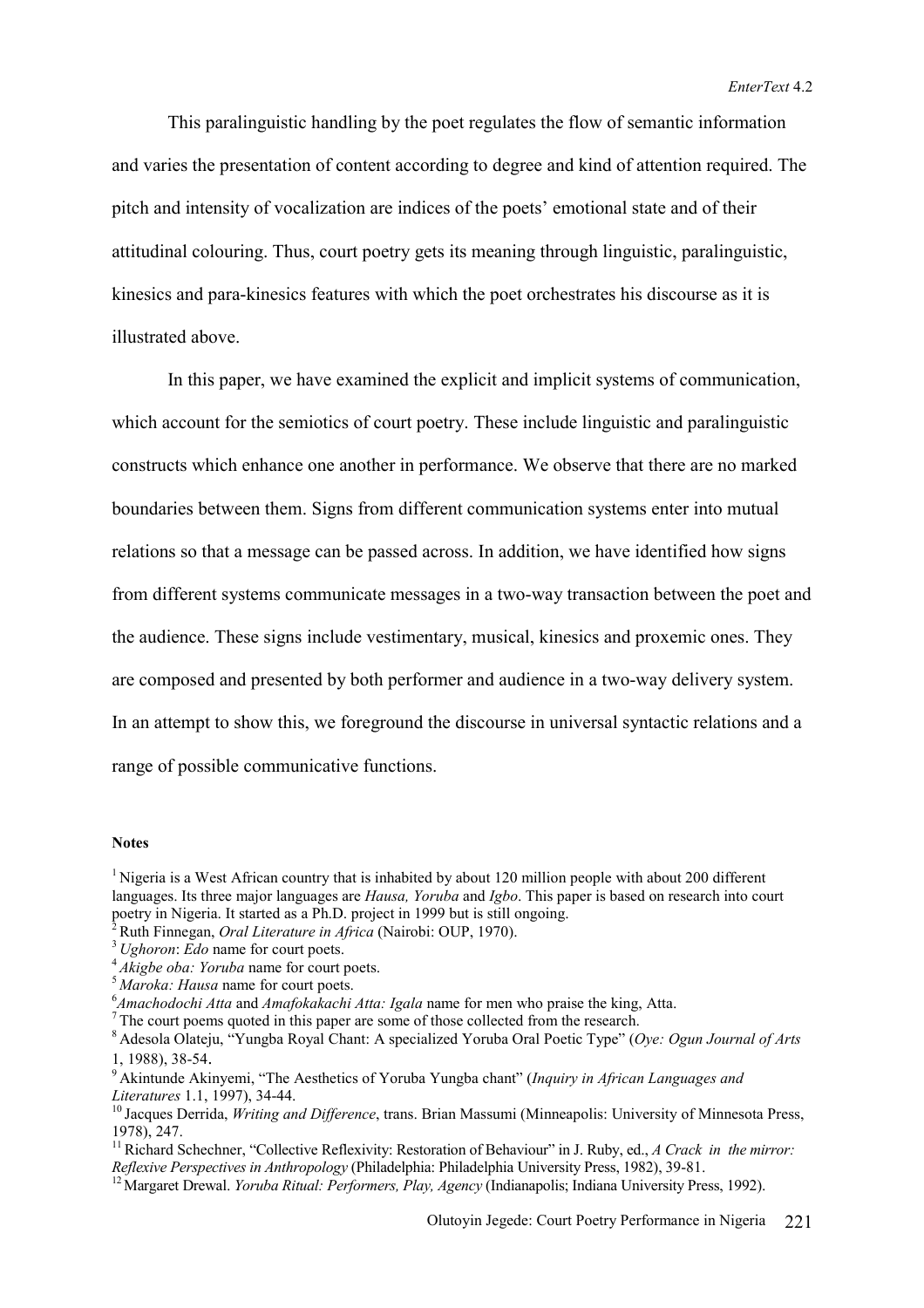This paralinguistic handling by the poet regulates the flow of semantic information and varies the presentation of content according to degree and kind of attention required. The pitch and intensity of vocalization are indices of the poets' emotional state and of their attitudinal colouring. Thus, court poetry gets its meaning through linguistic, paralinguistic, kinesics and para-kinesics features with which the poet orchestrates his discourse as it is illustrated above.

In this paper, we have examined the explicit and implicit systems of communication, which account for the semiotics of court poetry. These include linguistic and paralinguistic constructs which enhance one another in performance. We observe that there are no marked boundaries between them. Signs from different communication systems enter into mutual relations so that a message can be passed across. In addition, we have identified how signs from different systems communicate messages in a two-way transaction between the poet and the audience. These signs include vestimentary, musical, kinesics and proxemic ones. They are composed and presented by both performer and audience in a two-way delivery system. In an attempt to show this, we foreground the discourse in universal syntactic relations and a range of possible communicative functions.

**Notes**

[1] Nigeria is a West African country that is inhabited by about 120 million people with about 200 different languages. Its three major languages are *Hausa, Yoruba* and *Igbo*. This paper is based on research into court poetry in Nigeria. It started as a Ph.D. project in 1999 but is still ongoing.

[2] Ruth Finnegan, *Oral Literature in Africa* (Nairobi: OUP, 1970).

[3] *Ughoron*: *Edo* name for court poets.

[4] *Akigbe oba: Yoruba* name for court poets.

[5] *Maroka: Hausa* name for court poets.

[6] *Amachodochi Atta* and *Amafokakachi Atta: Igala* name for men who praise the king, Atta.

[7] The court poems quoted in this paper are some of those collected from the research.

[8] Adesola Olateju, "Yungba Royal Chant: A specialized Yoruba Oral Poetic Type" (*Oye: Ogun Journal of Arts* 1, 1988), 38-54.

[9] Akintunde Akinyemi, "The Aesthetics of Yoruba Yungba chant" (*Inquiry in African Languages and Literatures* 1.1, 1997), 34-44.

[10] Jacques Derrida, *Writing and Difference*, trans. Brian Massumi (Minneapolis: University of Minnesota Press, 1978), 247.

[11] Richard Schechner, "Collective Reflexivity: Restoration of Behaviour" in J. Ruby, ed., *A Crack in the mirror: Reflexive Perspectives in Anthropology* (Philadelphia: Philadelphia University Press, 1982), 39-81.

[12] Margaret Drewal. *Yoruba Ritual: Performers, Play, Agency* (Indianapolis; Indiana University Press, 1992).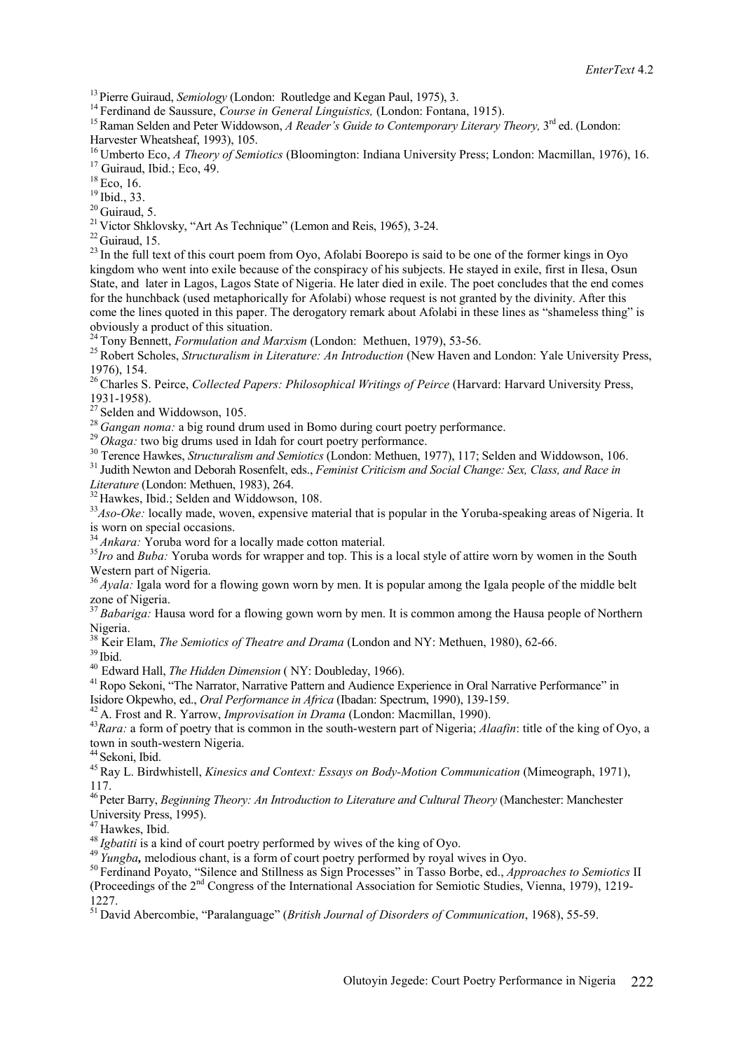[13] Pierre Guiraud, *Semiology* (London: Routledge and Kegan Paul, 1975), 3.
[14] Ferdinand de Saussure, *Course in General Linguistics,* (London: Fontana, 1915).
[15] Raman Selden and Peter Widdowson, *A Reader's Guide to Contemporary Literary Theory,* 3rd ed. (London: Harvester Wheatsheaf, 1993), 105.
[16] Umberto Eco, *A Theory of Semiotics* (Bloomington: Indiana University Press; London: Macmillan, 1976), 16.
[17] Guiraud, Ibid.; Eco, 49.
[18] Eco, 16.
[19] Ibid., 33.
[20] Guiraud, 5.
[21] Victor Shklovsky, "Art As Technique" (Lemon and Reis, 1965), 3-24.
[22] Guiraud, 15.
[23] In the full text of this court poem from Oyo, Afolabi Boorepo is said to be one of the former kings in Oyo kingdom who went into exile because of the conspiracy of his subjects. He stayed in exile, first in Ilesa, Osun State, and later in Lagos, Lagos State of Nigeria. He later died in exile. The poet concludes that the end comes for the hunchback (used metaphorically for Afolabi) whose request is not granted by the divinity. After this come the lines quoted in this paper. The derogatory remark about Afolabi in these lines as "shameless thing" is obviously a product of this situation.
[24] Tony Bennett, *Formulation and Marxism* (London: Methuen, 1979), 53-56.
[25] Robert Scholes, *Structuralism in Literature: An Introduction* (New Haven and London: Yale University Press, 1976), 154.
[26] Charles S. Peirce, *Collected Papers: Philosophical Writings of Peirce* (Harvard: Harvard University Press, 1931-1958).
[27] Selden and Widdowson, 105.
[28] *Gangan noma:* a big round drum used in Bomo during court poetry performance.
[29] *Okaga:* two big drums used in Idah for court poetry performance.
[30] Terence Hawkes, *Structuralism and Semiotics* (London: Methuen, 1977), 117; Selden and Widdowson, 106.
[31] Judith Newton and Deborah Rosenfelt, eds., *Feminist Criticism and Social Change: Sex, Class, and Race in Literature* (London: Methuen, 1983), 264.
[32] Hawkes, Ibid.; Selden and Widdowson, 108.
[33] *Aso-Oke:* locally made, woven, expensive material that is popular in the Yoruba-speaking areas of Nigeria. It is worn on special occasions.
[34] *Ankara:* Yoruba word for a locally made cotton material.
[35] *Iro* and *Buba:* Yoruba words for wrapper and top. This is a local style of attire worn by women in the South Western part of Nigeria.
[36] *Ayala:* Igala word for a flowing gown worn by men. It is popular among the Igala people of the middle belt zone of Nigeria.
[37] *Babariga:* Hausa word for a flowing gown worn by men. It is common among the Hausa people of Northern Nigeria.
[38] Keir Elam, *The Semiotics of Theatre and Drama* (London and NY: Methuen, 1980), 62-66.
[39] Ibid.
[40] Edward Hall, *The Hidden Dimension* ( NY: Doubleday, 1966).
[41] Ropo Sekoni, "The Narrator, Narrative Pattern and Audience Experience in Oral Narrative Performance" in Isidore Okpewho, ed., *Oral Performance in Africa* (Ibadan: Spectrum, 1990), 139-159.
[42] A. Frost and R. Yarrow, *Improvisation in Drama* (London: Macmillan, 1990).
[43] *Rara:* a form of poetry that is common in the south-western part of Nigeria; *Alaafin*: title of the king of Oyo, a town in south-western Nigeria.
[44] Sekoni, Ibid.
[45] Ray L. Birdwhistell, *Kinesics and Context: Essays on Body-Motion Communication* (Mimeograph, 1971), 117.
[46] Peter Barry, *Beginning Theory: An Introduction to Literature and Cultural Theory* (Manchester: Manchester University Press, 1995).
[47] Hawkes, Ibid.
[48] *Igbatiti* is a kind of court poetry performed by wives of the king of Oyo.
[49] *Yungba,* melodious chant, is a form of court poetry performed by royal wives in Oyo.
[50] Ferdinand Poyato, "Silence and Stillness as Sign Processes" in Tasso Borbe, ed., *Approaches to Semiotics* II (Proceedings of the 2nd Congress of the International Association for Semiotic Studies, Vienna, 1979), 1219-1227.
[51] David Abercombie, "Paralanguage" (*British Journal of Disorders of Communication*, 1968), 55-59.